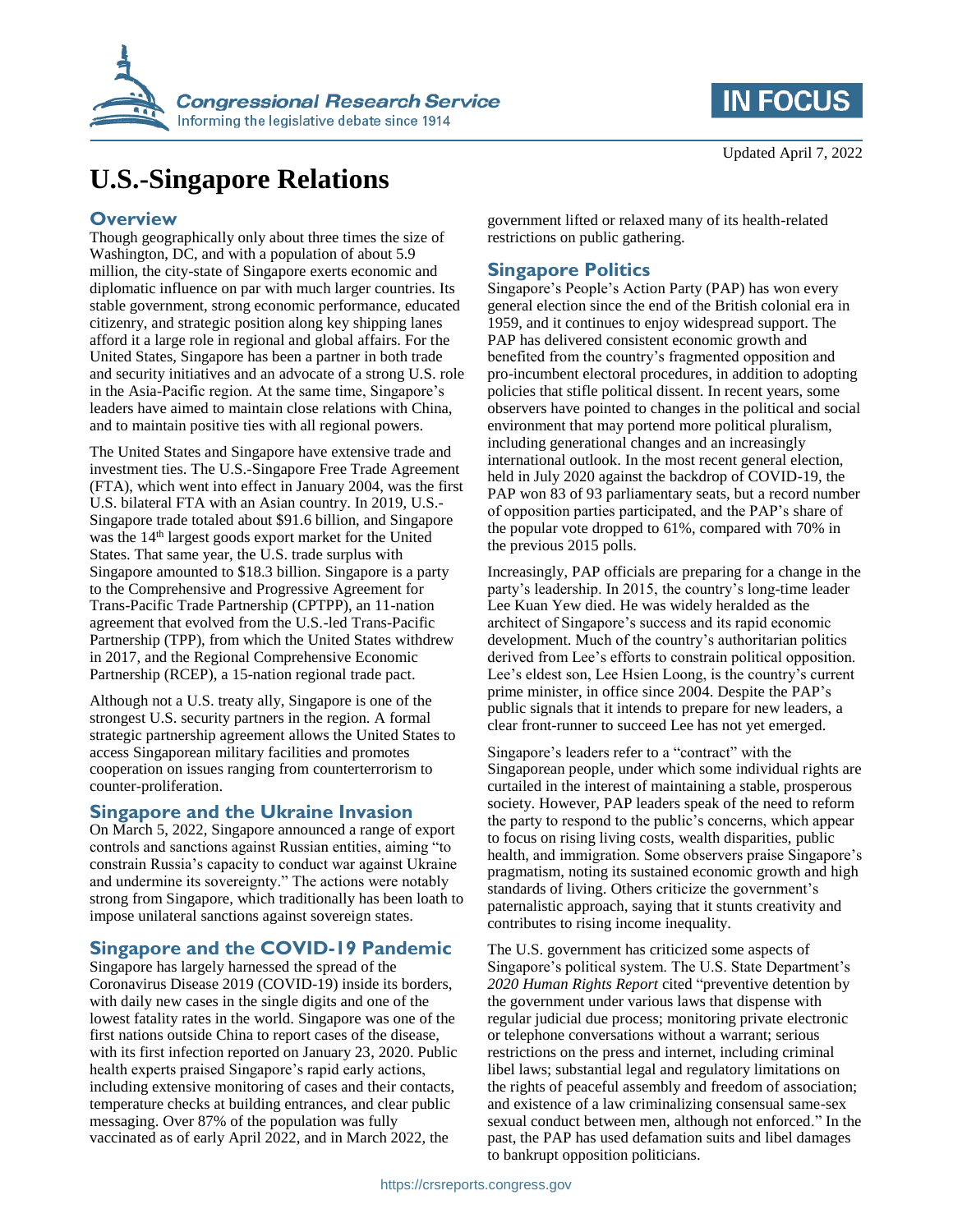# U.S.-Singapore Relations

Updated April 7, 2022

## Overview

Though geographically only about three times the size of Washington, DC, and with a population of about 5.9 million, the city-state of Singapore exerts economic and diplomatic influence on par with much larger countries. Its stable government, strong economic performance, educated citizenry, and strategic position along key shipping lanes afford it a large role in regional and global affairs. For the United States, Singapore has been a partner in both trade and security initiatives and an advocate of a strong U.S. role in the Asia-Pacific region. At the same time, Singapore's leaders have aimed to maintain close relations with China, and to maintain positive ties with all regional powers.

The United States and Singapore have extensive trade and investment ties. The U.S.-Singapore Free Trade Agreement (FTA), which went into effect in January 2004, was the first U.S. bilateral FTA with an Asian country. In 2019, U.S.-Singapore trade totaled about $91.6 billion, and Singapore was the 14th largest goods export market for the United States. That same year, the U.S. trade surplus with Singapore amounted to $18.3 billion. Singapore is a party to the Comprehensive and Progressive Agreement for Trans-Pacific Trade Partnership (CPTPP), an 11-nation agreement that evolved from the U.S.-led Trans-Pacific Partnership (TPP), from which the United States withdrew in 2017, and the Regional Comprehensive Economic Partnership (RCEP), a 15-nation regional trade pact.

Although not a U.S. treaty ally, Singapore is one of the strongest U.S. security partners in the region. A formal strategic partnership agreement allows the United States to access Singaporean military facilities and promotes cooperation on issues ranging from counterterrorism to counter-proliferation.

## Singapore and the Ukraine Invasion

On March 5, 2022, Singapore announced a range of export controls and sanctions against Russian entities, aiming "to constrain Russia's capacity to conduct war against Ukraine and undermine its sovereignty." The actions were notably strong from Singapore, which traditionally has been loath to impose unilateral sanctions against sovereign states.

## Singapore and the COVID-19 Pandemic

Singapore has largely harnessed the spread of the Coronavirus Disease 2019 (COVID-19) inside its borders, with daily new cases in the single digits and one of the lowest fatality rates in the world. Singapore was one of the first nations outside China to report cases of the disease, with its first infection reported on January 23, 2020. Public health experts praised Singapore's rapid early actions, including extensive monitoring of cases and their contacts, temperature checks at building entrances, and clear public messaging. Over 87% of the population was fully vaccinated as of early April 2022, and in March 2022, the government lifted or relaxed many of its health-related restrictions on public gathering.

## Singapore Politics

Singapore's People's Action Party (PAP) has won every general election since the end of the British colonial era in 1959, and it continues to enjoy widespread support. The PAP has delivered consistent economic growth and benefited from the country's fragmented opposition and pro-incumbent electoral procedures, in addition to adopting policies that stifle political dissent. In recent years, some observers have pointed to changes in the political and social environment that may portend more political pluralism, including generational changes and an increasingly international outlook. In the most recent general election, held in July 2020 against the backdrop of COVID-19, the PAP won 83 of 93 parliamentary seats, but a record number of opposition parties participated, and the PAP's share of the popular vote dropped to 61%, compared with 70% in the previous 2015 polls.

Increasingly, PAP officials are preparing for a change in the party's leadership. In 2015, the country's long-time leader Lee Kuan Yew died. He was widely heralded as the architect of Singapore's success and its rapid economic development. Much of the country's authoritarian politics derived from Lee's efforts to constrain political opposition. Lee's eldest son, Lee Hsien Loong, is the country's current prime minister, in office since 2004. Despite the PAP's public signals that it intends to prepare for new leaders, a clear front-runner to succeed Lee has not yet emerged.

Singapore's leaders refer to a "contract" with the Singaporean people, under which some individual rights are curtailed in the interest of maintaining a stable, prosperous society. However, PAP leaders speak of the need to reform the party to respond to the public's concerns, which appear to focus on rising living costs, wealth disparities, public health, and immigration. Some observers praise Singapore's pragmatism, noting its sustained economic growth and high standards of living. Others criticize the government's paternalistic approach, saying that it stunts creativity and contributes to rising income inequality.

The U.S. government has criticized some aspects of Singapore's political system. The U.S. State Department's *2020 Human Rights Report* cited "preventive detention by the government under various laws that dispense with regular judicial due process; monitoring private electronic or telephone conversations without a warrant; serious restrictions on the press and internet, including criminal libel laws; substantial legal and regulatory limitations on the rights of peaceful assembly and freedom of association; and existence of a law criminalizing consensual same-sex sexual conduct between men, although not enforced." In the past, the PAP has used defamation suits and libel damages to bankrupt opposition politicians.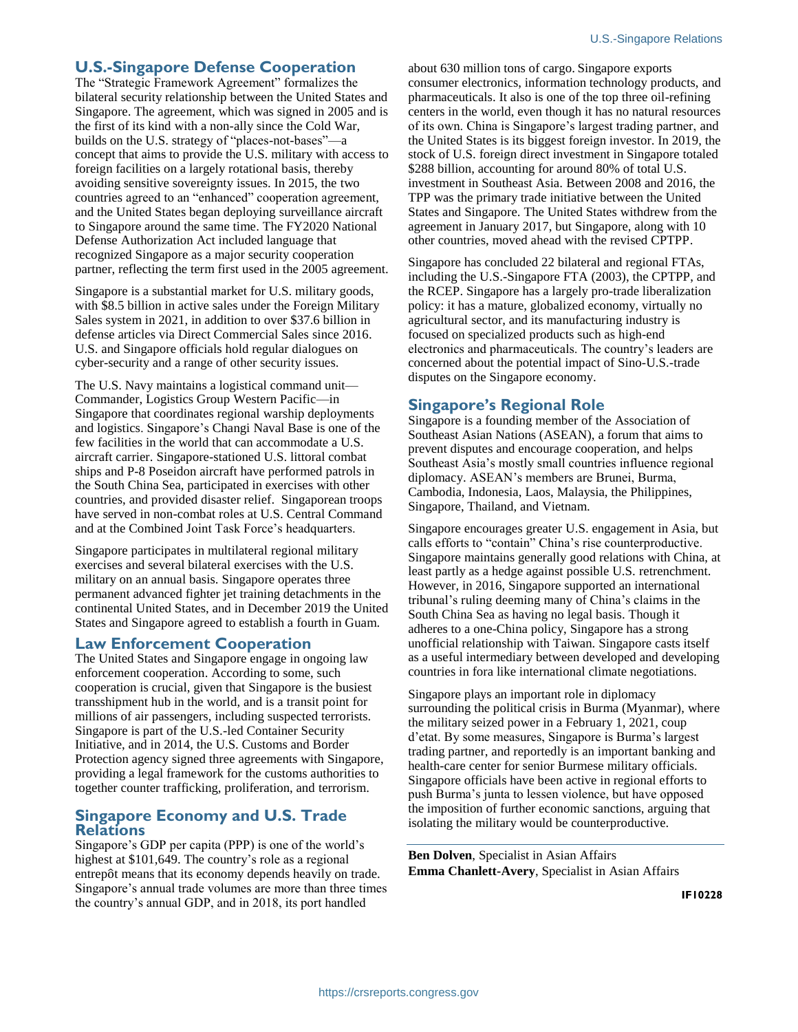## U.S.-Singapore Defense Cooperation

The "Strategic Framework Agreement" formalizes the bilateral security relationship between the United States and Singapore. The agreement, which was signed in 2005 and is the first of its kind with a non-ally since the Cold War, builds on the U.S. strategy of "places-not-bases"—a concept that aims to provide the U.S. military with access to foreign facilities on a largely rotational basis, thereby avoiding sensitive sovereignty issues. In 2015, the two countries agreed to an "enhanced" cooperation agreement, and the United States began deploying surveillance aircraft to Singapore around the same time. The FY2020 National Defense Authorization Act included language that recognized Singapore as a major security cooperation partner, reflecting the term first used in the 2005 agreement.

Singapore is a substantial market for U.S. military goods, with $8.5 billion in active sales under the Foreign Military Sales system in 2021, in addition to over $37.6 billion in defense articles via Direct Commercial Sales since 2016. U.S. and Singapore officials hold regular dialogues on cyber-security and a range of other security issues.

The U.S. Navy maintains a logistical command unit—Commander, Logistics Group Western Pacific—in Singapore that coordinates regional warship deployments and logistics. Singapore's Changi Naval Base is one of the few facilities in the world that can accommodate a U.S. aircraft carrier. Singapore-stationed U.S. littoral combat ships and P-8 Poseidon aircraft have performed patrols in the South China Sea, participated in exercises with other countries, and provided disaster relief. Singaporean troops have served in non-combat roles at U.S. Central Command and at the Combined Joint Task Force's headquarters.

Singapore participates in multilateral regional military exercises and several bilateral exercises with the U.S. military on an annual basis. Singapore operates three permanent advanced fighter jet training detachments in the continental United States, and in December 2019 the United States and Singapore agreed to establish a fourth in Guam.

## Law Enforcement Cooperation

The United States and Singapore engage in ongoing law enforcement cooperation. According to some, such cooperation is crucial, given that Singapore is the busiest transshipment hub in the world, and is a transit point for millions of air passengers, including suspected terrorists. Singapore is part of the U.S.-led Container Security Initiative, and in 2014, the U.S. Customs and Border Protection agency signed three agreements with Singapore, providing a legal framework for the customs authorities to together counter trafficking, proliferation, and terrorism.

## Singapore Economy and U.S. Trade Relations

Singapore's GDP per capita (PPP) is one of the world's highest at $101,649. The country's role as a regional entrepôt means that its economy depends heavily on trade. Singapore's annual trade volumes are more than three times the country's annual GDP, and in 2018, its port handled about 630 million tons of cargo. Singapore exports consumer electronics, information technology products, and pharmaceuticals. It also is one of the top three oil-refining centers in the world, even though it has no natural resources of its own. China is Singapore's largest trading partner, and the United States is its biggest foreign investor. In 2019, the stock of U.S. foreign direct investment in Singapore totaled $288 billion, accounting for around 80% of total U.S. investment in Southeast Asia. Between 2008 and 2016, the TPP was the primary trade initiative between the United States and Singapore. The United States withdrew from the agreement in January 2017, but Singapore, along with 10 other countries, moved ahead with the revised CPTPP.

Singapore has concluded 22 bilateral and regional FTAs, including the U.S.-Singapore FTA (2003), the CPTPP, and the RCEP. Singapore has a largely pro-trade liberalization policy: it has a mature, globalized economy, virtually no agricultural sector, and its manufacturing industry is focused on specialized products such as high-end electronics and pharmaceuticals. The country's leaders are concerned about the potential impact of Sino-U.S.-trade disputes on the Singapore economy.

## Singapore's Regional Role

Singapore is a founding member of the Association of Southeast Asian Nations (ASEAN), a forum that aims to prevent disputes and encourage cooperation, and helps Southeast Asia's mostly small countries influence regional diplomacy. ASEAN's members are Brunei, Burma, Cambodia, Indonesia, Laos, Malaysia, the Philippines, Singapore, Thailand, and Vietnam.

Singapore encourages greater U.S. engagement in Asia, but calls efforts to "contain" China's rise counterproductive. Singapore maintains generally good relations with China, at least partly as a hedge against possible U.S. retrenchment. However, in 2016, Singapore supported an international tribunal's ruling deeming many of China's claims in the South China Sea as having no legal basis. Though it adheres to a one-China policy, Singapore has a strong unofficial relationship with Taiwan. Singapore casts itself as a useful intermediary between developed and developing countries in fora like international climate negotiations.

Singapore plays an important role in diplomacy surrounding the political crisis in Burma (Myanmar), where the military seized power in a February 1, 2021, coup d'etat. By some measures, Singapore is Burma's largest trading partner, and reportedly is an important banking and health-care center for senior Burmese military officials. Singapore officials have been active in regional efforts to push Burma's junta to lessen violence, but have opposed the imposition of further economic sanctions, arguing that isolating the military would be counterproductive.

---

**Ben Dolven**, Specialist in Asian Affairs
**Emma Chanlett-Avery**, Specialist in Asian Affairs

IF10228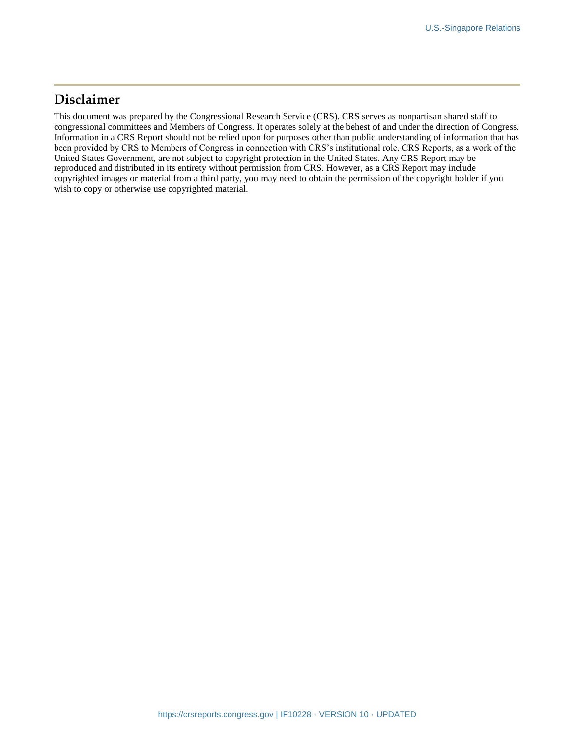## Disclaimer

This document was prepared by the Congressional Research Service (CRS). CRS serves as nonpartisan shared staff to congressional committees and Members of Congress. It operates solely at the behest of and under the direction of Congress. Information in a CRS Report should not be relied upon for purposes other than public understanding of information that has been provided by CRS to Members of Congress in connection with CRS's institutional role. CRS Reports, as a work of the United States Government, are not subject to copyright protection in the United States. Any CRS Report may be reproduced and distributed in its entirety without permission from CRS. However, as a CRS Report may include copyrighted images or material from a third party, you may need to obtain the permission of the copyright holder if you wish to copy or otherwise use copyrighted material.